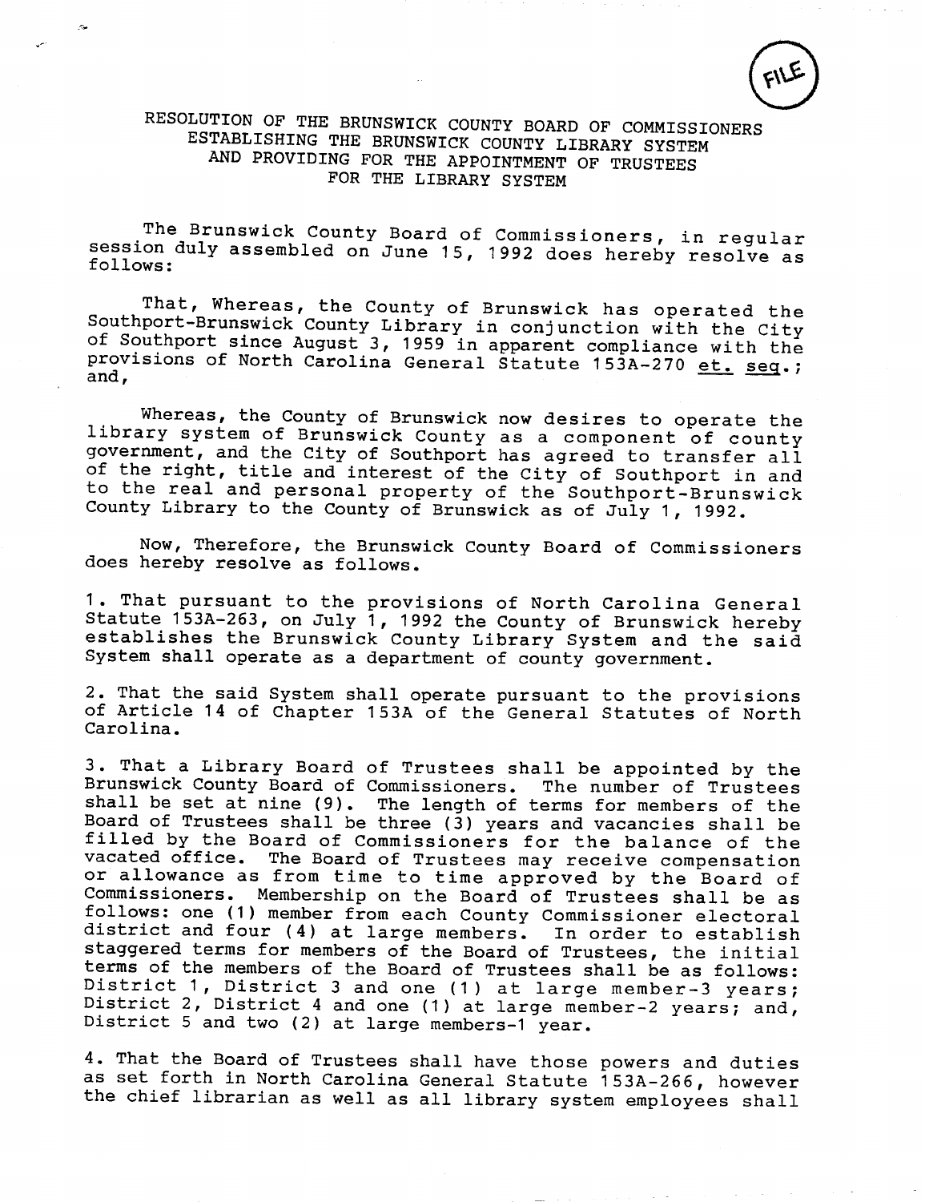FILE

# RESOLUTION OF THE BRUNSWICK COUNTY BOARD OF COMMISSIONERS ESTABLISHING THE BRUNSWICK COUNTY LIBRARY SYSTEM AND PROVIDING FOR THE APPOINTMENT OF TRUSTEES FOR THE LIBRARY SYSTEM

The Brunswick County Board of Commissioners, in regular session duly assembled on June 15, 1992 does hereby resolve as follows:

That, Whereas, the County of Brunswick has operated the Southport-Brunswick County Library in conjunction with the City of Southport since August 3, 1959 in apparent compliance with the provisions of North Carolina General Statute 153A-270 *et. seq.*; and,

Whereas, the County of Brunswick now desires to operate the library system of Brunswick County as a component of county government, and the City of Southport has agreed to transfer all of the right, title and interest of the City of Southport in and to the real and personal property of the Southport-Brunswick County Library to the County of Brunswick as of July 1, 1992.

Now, Therefore, the Brunswick County Board of Commissioners does hereby resolve as follows.

1. That pursuant to the provisions of North Carolina General Statute 153A-263, on July 1, 1992 the County of Brunswick hereby establishes the Brunswick County Library System and the said System shall operate as a department of county government.

2. That the said System shall operate pursuant to the provisions of Article 14 of Chapter 153A of the General Statutes of North Carolina.

3. That a Library Board of Trustees shall be appointed by the Brunswick County Board of Commissioners. The number of Trustees shall be set at nine (9). The length of terms for members of the Board of Trustees shall be three (3) years and vacancies shall be filled by the Board of Commissioners for the balance of the vacated office. The Board of Trustees may receive compensation or allowance as from time to time approved by the Board of Commissioners. Membership on the Board of Trustees shall be as follows: one (1) member from each County Commissioner electoral district and four (4) at large members. In order to establish staggered terms for members of the Board of Trustees, the initial terms of the members of the Board of Trustees shall be as follows: District 1, District 3 and one (1) at large member-3 years; District 2, District 4 and one (1) at large member-2 years; and, District 5 and two (2) at large members-1 year.

4. That the Board of Trustees shall have those powers and duties as set forth in North Carolina General Statute 153A-266, however the chief librarian as well as all library system employees shall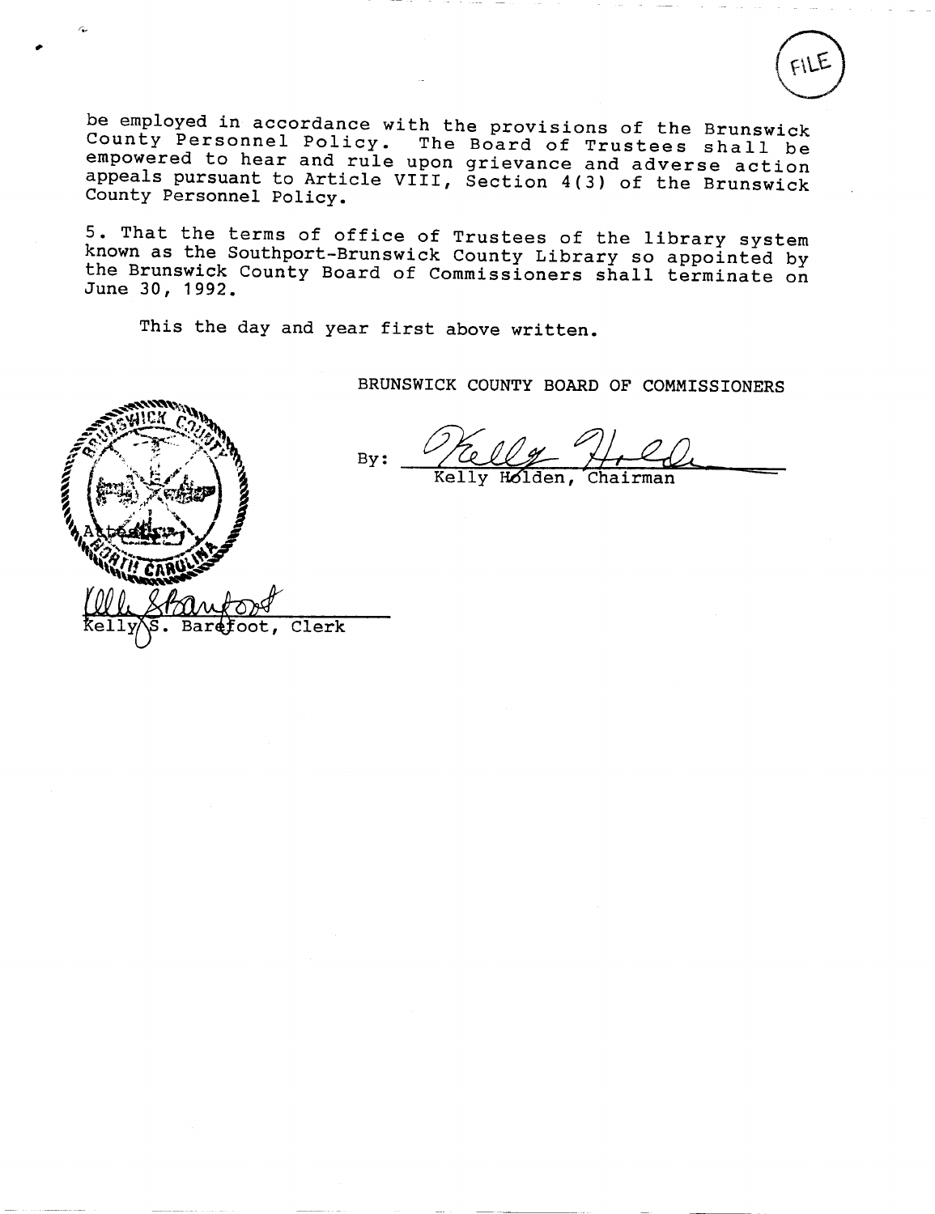be employed in accordance with the provisions of the Brunswick County Personnel Policy. The Board of Trustees shall be empowered to hear and rule upon grievance and adverse action appeals pursuant to Article VIII, Section 4(3) of the Brunswick County Personnel Policy.

5. That the terms of office of Trustees of the library system known as the Southport-Brunswick County Library so appointed by the Brunswick County Board of Commissioners shall terminate on June 30, 1992.

This the day and year first above written.

BRUNSWICK COUNTY BOARD OF COMMISSIONERS

By: Kelly Holden, Chairman

Attest:

Kelly S. Barefoot, Clerk